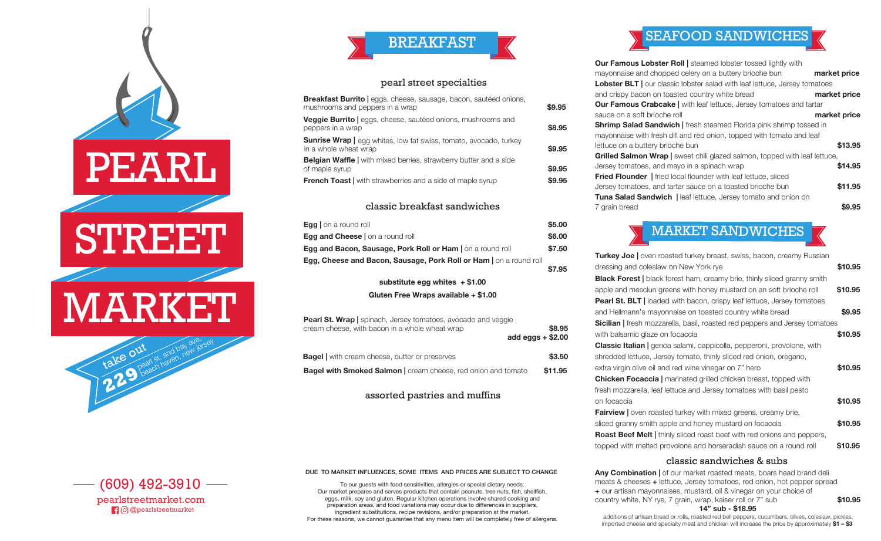# PEARL STREET MARKET

take out
229 pearl st. and bay ave, beach haven, new jersey

(609) 492-3910
pearlstreetmarket.com
@pearlstreetmarket

## BREAKFAST

### pearl street specialties

**Breakfast Burrito |** eggs, cheese, sausage, bacon, sautéed onions, mushrooms and peppers in a wrap **$9.95**

**Veggie Burrito |** eggs, cheese, sautéed onions, mushrooms and peppers in a wrap **$8.95**

**Sunrise Wrap |** egg whites, low fat swiss, tomato, avocado, turkey in a whole wheat wrap **$9.95**

**Belgian Waffle |** with mixed berries, strawberry butter and a side of maple syrup **$9.95**

**French Toast |** with strawberries and a side of maple syrup **$9.95**

### classic breakfast sandwiches

**Egg |** on a round roll **$5.00**

**Egg and Cheese |** on a round roll **$6.00**

**Egg and Bacon, Sausage, Pork Roll or Ham |** on a round roll **$7.50**

**Egg, Cheese and Bacon, Sausage, Pork Roll or Ham |** on a round roll **$7.95**

**substitute egg whites + $1.00**

**Gluten Free Wraps available + $1.00**

**Pearl St. Wrap |** spinach, Jersey tomatoes, avocado and veggie cream cheese, with bacon in a whole wheat wrap **$8.95**
**add eggs + $2.00**

**Bagel |** with cream cheese, butter or preserves **$3.50**

**Bagel with Smoked Salmon |** cream cheese, red onion and tomato **$11.95**

### assorted pastries and muffins

DUE TO MARKET INFLUENCES, SOME ITEMS AND PRICES ARE SUBJECT TO CHANGE

To our guests with food sensitivities, allergies or special dietary needs: Our market prepares and serves products that contain peanuts, tree nuts, fish, shellfish, eggs, milk, soy and gluten. Regular kitchen operations involve shared cooking and preparation areas, and food variations may occur due to differences in suppliers, ingredient substitutions, recipe revisions, and/or preparation at the market. For these reasons, we cannot guarantee that any menu item will be completely free of allergens.

## SEAFOOD SANDWICHES

**Our Famous Lobster Roll |** steamed lobster tossed lightly with mayonnaise and chopped celery on a buttery brioche bun **market price**

**Lobster BLT |** our classic lobster salad with leaf lettuce, Jersey tomatoes and crispy bacon on toasted country white bread **market price**

**Our Famous Crabcake |** with leaf lettuce, Jersey tomatoes and tartar sauce on a soft brioche roll **market price**

**Shrimp Salad Sandwich |** fresh steamed Florida pink shrimp tossed in mayonnaise with fresh dill and red onion, topped with tomato and leaf lettuce on a buttery brioche bun **$13.95**

**Grilled Salmon Wrap |** sweet chili glazed salmon, topped with leaf lettuce, Jersey tomatoes, and mayo in a spinach wrap **$14.95**

**Fried Flounder |** fried local flounder with leaf lettuce, sliced Jersey tomatoes, and tartar sauce on a toasted brioche bun **$11.95**

**Tuna Salad Sandwich |** leaf lettuce, Jersey tomato and onion on 7 grain bread **$9.95**

## MARKET SANDWICHES

**Turkey Joe |** oven roasted turkey breast, swiss, bacon, creamy Russian dressing and coleslaw on New York rye **$10.95**

**Black Forest |** black forest ham, creamy brie, thinly sliced granny smith apple and mesclun greens with honey mustard on an soft brioche roll **$10.95**

**Pearl St. BLT |** loaded with bacon, crispy leaf lettuce, Jersey tomatoes and Hellmann's mayonnaise on toasted country white bread **$9.95**

**Sicilian |** fresh mozzarella, basil, roasted red peppers and Jersey tomatoes with balsamic glaze on focaccia **$10.95**

**Classic Italian |** genoa salami, cappicolla, pepperoni, provolone, with shredded lettuce, Jersey tomato, thinly sliced red onion, oregano, extra virgin olive oil and red wine vinegar on 7" hero **$10.95**

**Chicken Focaccia |** marinated grilled chicken breast, topped with fresh mozzarella, leaf lettuce and Jersey tomatoes with basil pesto on focacia **$10.95**

**Fairview |** oven roasted turkey with mixed greens, creamy brie, sliced granny smith apple and honey mustard on focacia **$10.95**

**Roast Beef Melt |** thinly sliced roast beef with red onions and peppers, topped with melted provolone and horseradish sauce on a round roll **$10.95**

### classic sandwiches & subs

**Any Combination |** of our market roasted meats, boars head brand deli meats & cheeses + lettuce, Jersey tomatoes, red onion, hot pepper spread + our artisan mayonnaises, mustard, oil & vinegar on your choice of country white, NY rye, 7 grain, wrap, kaiser roll or 7" sub **$10.95**

**14" sub - $18.95**

additions of artisan bread or rolls, roasted red bell peppers, cucumbers, olives, coleslaw, pickles, imported cheese and specialty meat and chicken will increase the price by approximately **$1 – $3**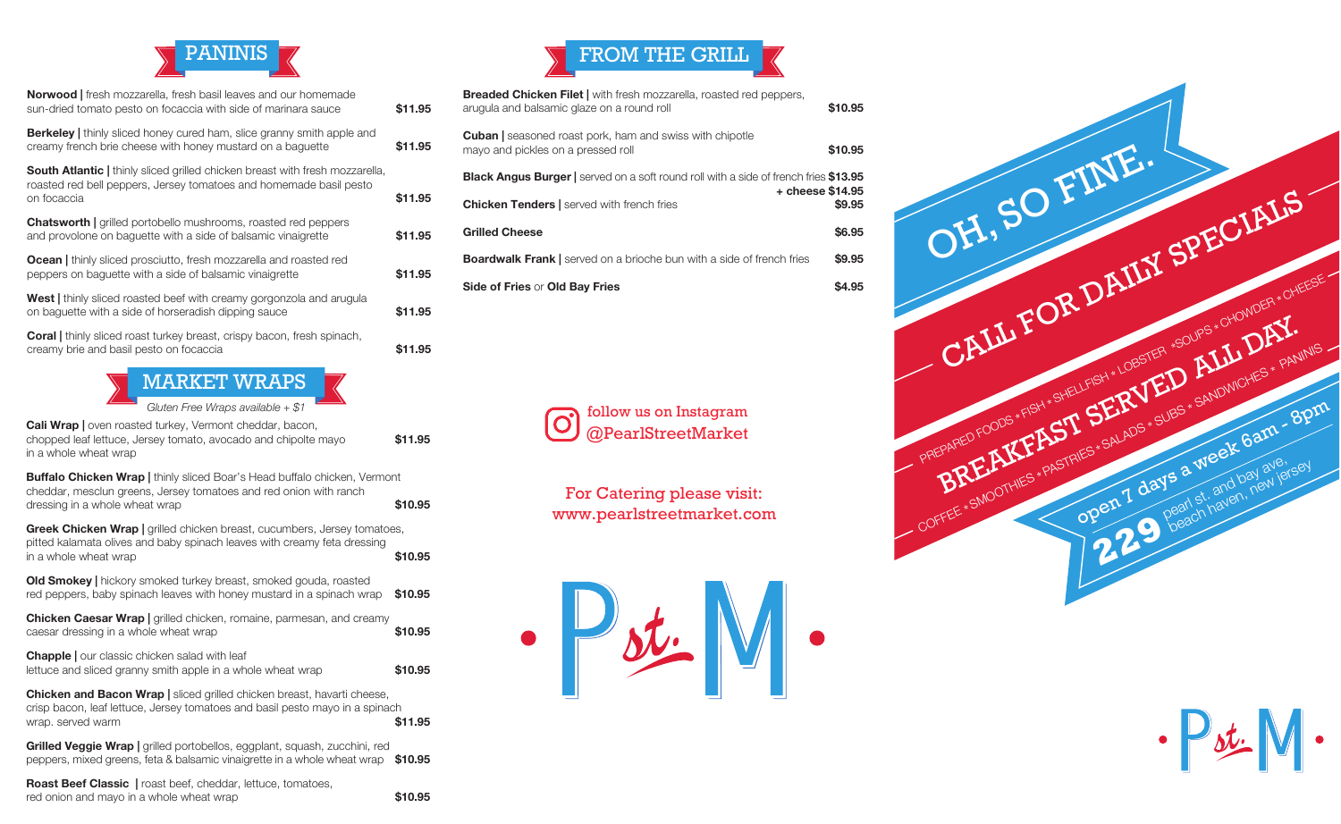## PANINIS

**Norwood** | fresh mozzarella, fresh basil leaves and our homemade sun-dried tomato pesto on focaccia with side of marinara sauce **$11.95**

**Berkeley** | thinly sliced honey cured ham, slice granny smith apple and creamy french brie cheese with honey mustard on a baguette **$11.95**

**South Atlantic** | thinly sliced grilled chicken breast with fresh mozzarella, roasted red bell peppers, Jersey tomatoes and homemade basil pesto on focaccia **$11.95**

**Chatsworth** | grilled portobello mushrooms, roasted red peppers and provolone on baguette with a side of balsamic vinaigrette **$11.95**

**Ocean** | thinly sliced prosciutto, fresh mozzarella and roasted red peppers on baguette with a side of balsamic vinaigrette **$11.95**

**West** | thinly sliced roasted beef with creamy gorgonzola and arugula on baguette with a side of horseradish dipping sauce **$11.95**

**Coral** | thinly sliced roast turkey breast, crispy bacon, fresh spinach, creamy brie and basil pesto on focaccia **$11.95**

## MARKET WRAPS

*Gluten Free Wraps available + $1*

**Cali Wrap** | oven roasted turkey, Vermont cheddar, bacon, chopped leaf lettuce, Jersey tomato, avocado and chipolte mayo in a whole wheat wrap **$11.95**

**Buffalo Chicken Wrap** | thinly sliced Boar's Head buffalo chicken, Vermont cheddar, mesclun greens, Jersey tomatoes and red onion with ranch dressing in a whole wheat wrap **$10.95**

**Greek Chicken Wrap** | grilled chicken breast, cucumbers, Jersey tomatoes, pitted kalamata olives and baby spinach leaves with creamy feta dressing in a whole wheat wrap **$10.95**

**Old Smokey** | hickory smoked turkey breast, smoked gouda, roasted red peppers, baby spinach leaves with honey mustard in a spinach wrap **$10.95**

**Chicken Caesar Wrap** | grilled chicken, romaine, parmesan, and creamy caesar dressing in a whole wheat wrap **$10.95**

**Chapple** | our classic chicken salad with leaf lettuce and sliced granny smith apple in a whole wheat wrap **$10.95**

**Chicken and Bacon Wrap** | sliced grilled chicken breast, havarti cheese, crisp bacon, leaf lettuce, Jersey tomatoes and basil pesto mayo in a spinach wrap. served warm **$11.95**

**Grilled Veggie Wrap** | grilled portobellos, eggplant, squash, zucchini, red peppers, mixed greens, feta & balsamic vinaigrette in a whole wheat wrap **$10.95**

**Roast Beef Classic** | roast beef, cheddar, lettuce, tomatoes, red onion and mayo in a whole wheat wrap **$10.95**

## FROM THE GRILL

**Breaded Chicken Filet** | with fresh mozzarella, roasted red peppers, arugula and balsamic glaze on a round roll **$10.95**

**Cuban** | seasoned roast pork, ham and swiss with chipotle mayo and pickles on a pressed roll **$10.95**

**Black Angus Burger** | served on a soft round roll with a side of french fries **$13.95**
**+ cheese $14.95**

**Chicken Tenders** | served with french fries **$9.95**

**Grilled Cheese** **$6.95**

**Boardwalk Frank** | served on a brioche bun with a side of french fries **$9.95**

**Side of Fries** or **Old Bay Fries** **$4.95**

follow us on Instagram
@PearlStreetMarket

For Catering please visit:
www.pearlstreetmarket.com

P st. M

OH, SO FINE.

CALL FOR DAILY SPECIALS

PREPARED FOODS * FISH * SHELLFISH * LOBSTER * SOUPS * CHOWDER * CHEESE

BREAKFAST SERVED ALL DAY.

COFFEE * SMOOTHIES * PASTRIES * SALADS * SUBS * SANDWICHES * PANINIS

open 7 days a week 6am - 8pm

229 pearl st. and bay ave, beach haven, new jersey

P st. M